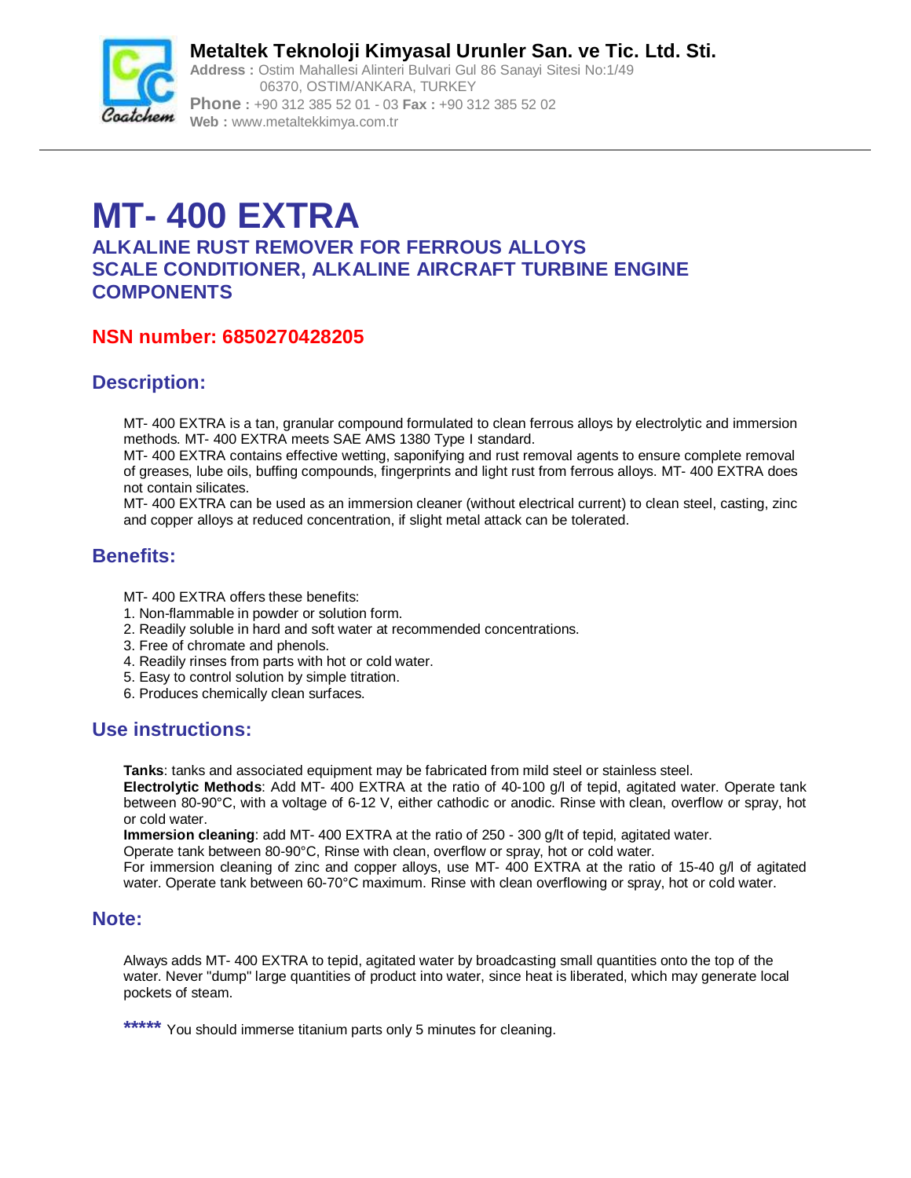**Metaltek Teknoloji Kimyasal Urunler San. ve Tic. Ltd. Sti.**

**Address :** Ostim Mahallesi Alinteri Bulvari Gul 86 Sanayi Sitesi No:1/49
06370, OSTIM/ANKARA, TURKEY
**Phone :** +90 312 385 52 01 - 03 **Fax :** +90 312 385 52 02
**Web :** www.metaltekkimya.com.tr

# MT- 400 EXTRA

## ALKALINE RUST REMOVER FOR FERROUS ALLOYS SCALE CONDITIONER, ALKALINE AIRCRAFT TURBINE ENGINE COMPONENTS

**NSN number: 6850270428205**

## Description:

MT- 400 EXTRA is a tan, granular compound formulated to clean ferrous alloys by electrolytic and immersion methods. MT- 400 EXTRA meets SAE AMS 1380 Type I standard.
MT- 400 EXTRA contains effective wetting, saponifying and rust removal agents to ensure complete removal of greases, lube oils, buffing compounds, fingerprints and light rust from ferrous alloys. MT- 400 EXTRA does not contain silicates.
MT- 400 EXTRA can be used as an immersion cleaner (without electrical current) to clean steel, casting, zinc and copper alloys at reduced concentration, if slight metal attack can be tolerated.

## Benefits:

MT- 400 EXTRA offers these benefits:

1. Non-flammable in powder or solution form.
2. Readily soluble in hard and soft water at recommended concentrations.
3. Free of chromate and phenols.
4. Readily rinses from parts with hot or cold water.
5. Easy to control solution by simple titration.
6. Produces chemically clean surfaces.

## Use instructions:

**Tanks**: tanks and associated equipment may be fabricated from mild steel or stainless steel.
**Electrolytic Methods**: Add MT- 400 EXTRA at the ratio of 40-100 g/l of tepid, agitated water. Operate tank between 80-90°C, with a voltage of 6-12 V, either cathodic or anodic. Rinse with clean, overflow or spray, hot or cold water.
**Immersion cleaning**: add MT- 400 EXTRA at the ratio of 250 - 300 g/lt of tepid, agitated water.
Operate tank between 80-90°C, Rinse with clean, overflow or spray, hot or cold water.
For immersion cleaning of zinc and copper alloys, use MT- 400 EXTRA at the ratio of 15-40 g/l of agitated water. Operate tank between 60-70°C maximum. Rinse with clean overflowing or spray, hot or cold water.

## Note:

Always adds MT- 400 EXTRA to tepid, agitated water by broadcasting small quantities onto the top of the water. Never "dump" large quantities of product into water, since heat is liberated, which may generate local pockets of steam.

**\*\*\*\*\*** You should immerse titanium parts only 5 minutes for cleaning.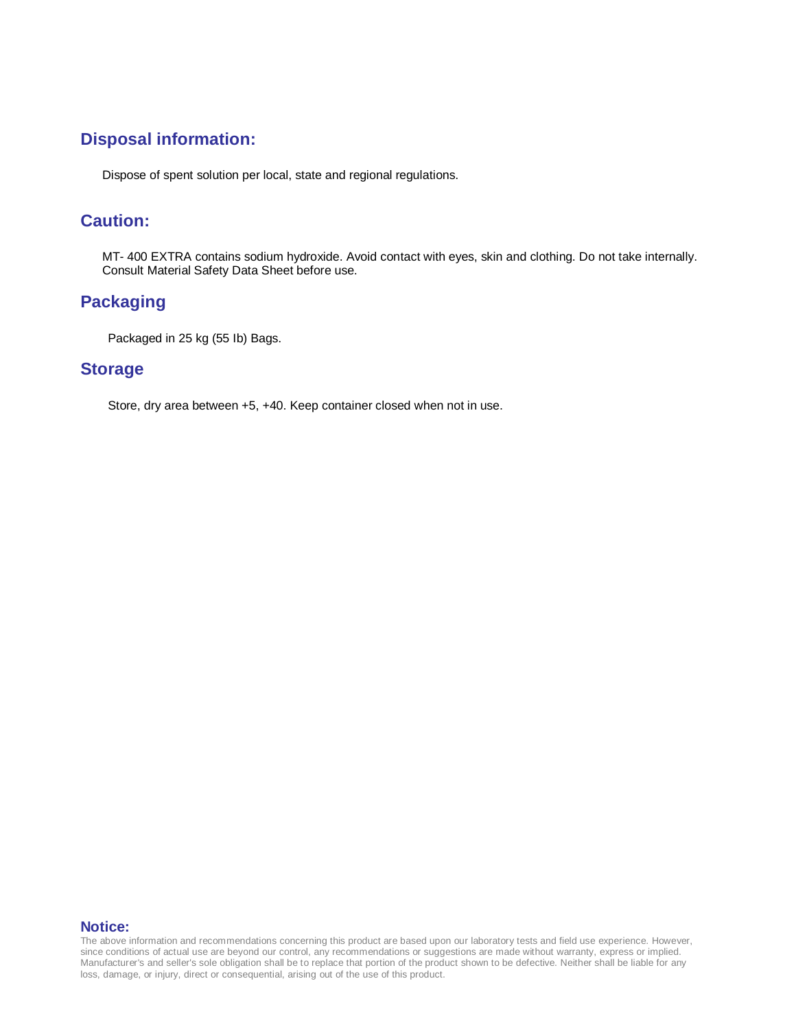## Disposal information:

Dispose of spent solution per local, state and regional regulations.

## Caution:

MT- 400 EXTRA contains sodium hydroxide. Avoid contact with eyes, skin and clothing. Do not take internally. Consult Material Safety Data Sheet before use.

## Packaging

Packaged in 25 kg (55 Ib) Bags.

## Storage

Store, dry area between +5, +40. Keep container closed when not in use.

**Notice:**

The above information and recommendations concerning this product are based upon our laboratory tests and field use experience. However, since conditions of actual use are beyond our control, any recommendations or suggestions are made without warranty, express or implied. Manufacturer's and seller's sole obligation shall be to replace that portion of the product shown to be defective. Neither shall be liable for any loss, damage, or injury, direct or consequential, arising out of the use of this product.